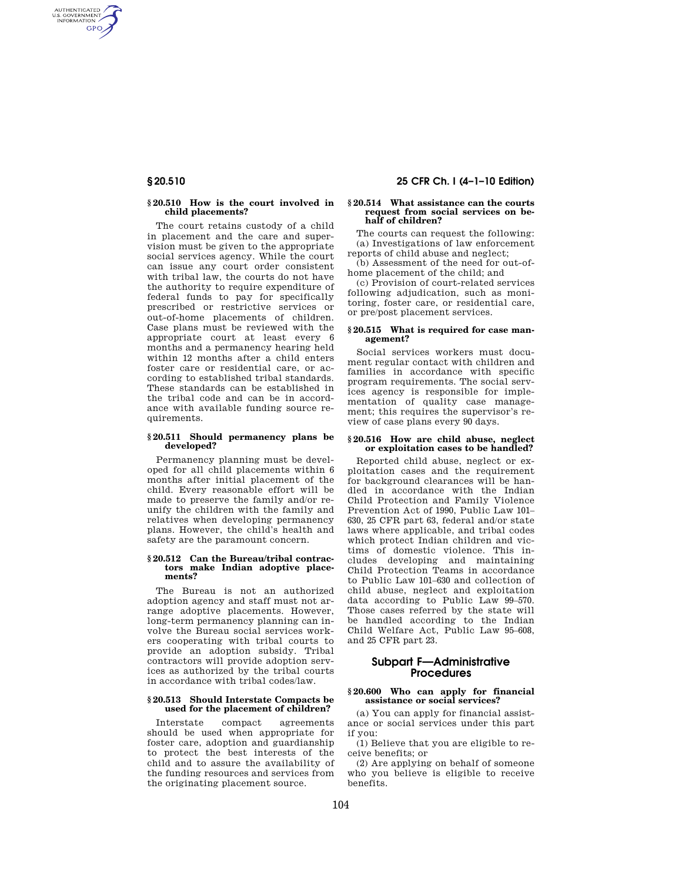## § 20.510 How is the court involved in child placements?

The court retains custody of a child in placement and the care and supervision must be given to the appropriate social services agency. While the court can issue any court order consistent with tribal law, the courts do not have the authority to require expenditure of federal funds to pay for specifically prescribed or restrictive services or out-of-home placements of children. Case plans must be reviewed with the appropriate court at least every 6 months and a permanency hearing held within 12 months after a child enters foster care or residential care, or according to established tribal standards. These standards can be established in the tribal code and can be in accordance with available funding source requirements.

## § 20.511 Should permanency plans be developed?

Permanency planning must be developed for all child placements within 6 months after initial placement of the child. Every reasonable effort will be made to preserve the family and/or reunify the children with the family and relatives when developing permanency plans. However, the child's health and safety are the paramount concern.

## § 20.512 Can the Bureau/tribal contractors make Indian adoptive placements?

The Bureau is not an authorized adoption agency and staff must not arrange adoptive placements. However, long-term permanency planning can involve the Bureau social services workers cooperating with tribal courts to provide an adoption subsidy. Tribal contractors will provide adoption services as authorized by the tribal courts in accordance with tribal codes/law.

## § 20.513 Should Interstate Compacts be used for the placement of children?

Interstate compact agreements should be used when appropriate for foster care, adoption and guardianship to protect the best interests of the child and to assure the availability of the funding resources and services from the originating placement source.

## § 20.514 What assistance can the courts request from social services on behalf of children?

The courts can request the following:

(a) Investigations of law enforcement reports of child abuse and neglect;

(b) Assessment of the need for out-of-home placement of the child; and

(c) Provision of court-related services following adjudication, such as monitoring, foster care, or residential care, or pre/post placement services.

## § 20.515 What is required for case management?

Social services workers must document regular contact with children and families in accordance with specific program requirements. The social services agency is responsible for implementation of quality case management; this requires the supervisor's review of case plans every 90 days.

## § 20.516 How are child abuse, neglect or exploitation cases to be handled?

Reported child abuse, neglect or exploitation cases and the requirement for background clearances will be handled in accordance with the Indian Child Protection and Family Violence Prevention Act of 1990, Public Law 101–630, 25 CFR part 63, federal and/or state laws where applicable, and tribal codes which protect Indian children and victims of domestic violence. This includes developing and maintaining Child Protection Teams in accordance to Public Law 101–630 and collection of child abuse, neglect and exploitation data according to Public Law 99–570. Those cases referred by the state will be handled according to the Indian Child Welfare Act, Public Law 95–608, and 25 CFR part 23.

# Subpart F—Administrative Procedures

## § 20.600 Who can apply for financial assistance or social services?

(a) You can apply for financial assistance or social services under this part if you:

(1) Believe that you are eligible to receive benefits; or

(2) Are applying on behalf of someone who you believe is eligible to receive benefits.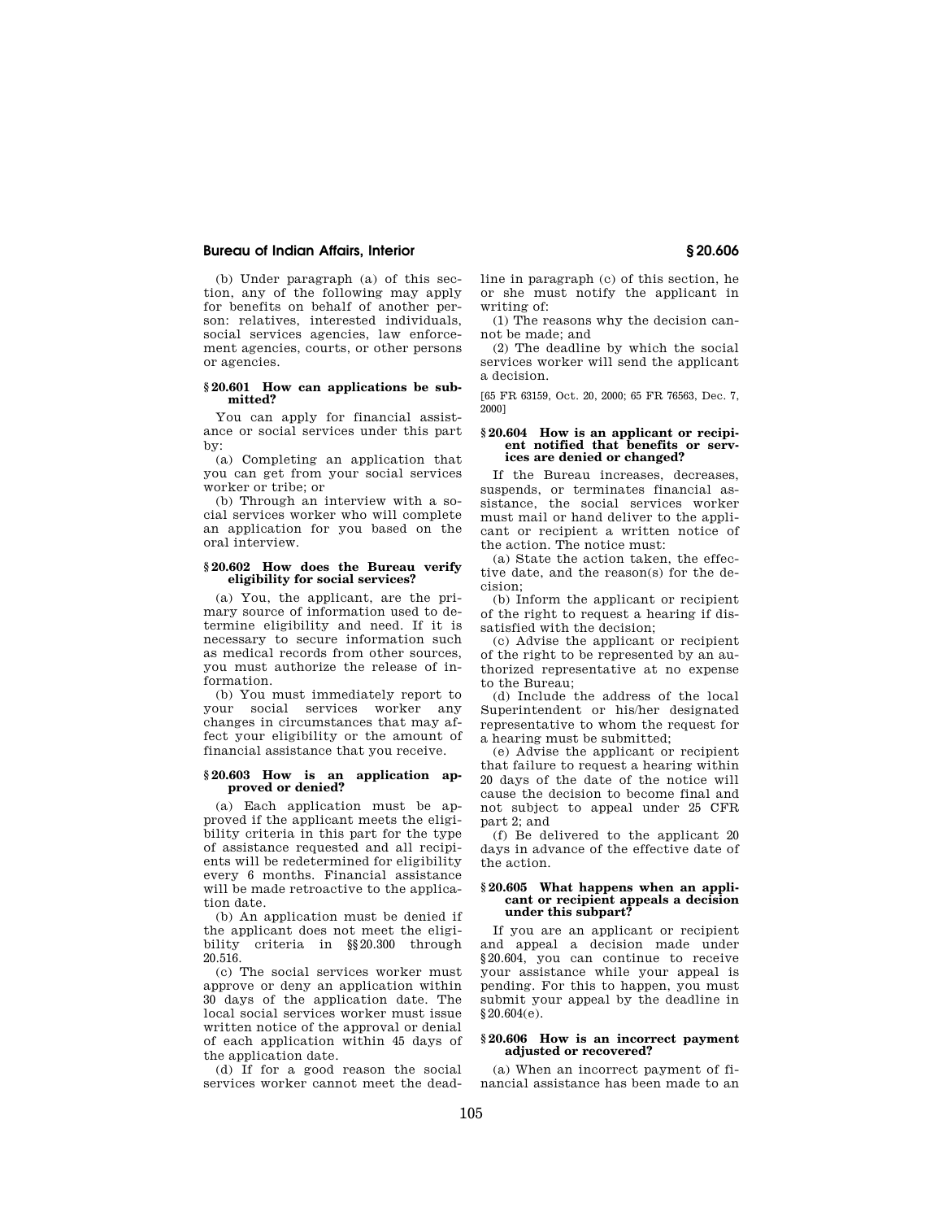(b) Under paragraph (a) of this section, any of the following may apply for benefits on behalf of another person: relatives, interested individuals, social services agencies, law enforcement agencies, courts, or other persons or agencies.

### § 20.601 How can applications be submitted?

You can apply for financial assistance or social services under this part by:

(a) Completing an application that you can get from your social services worker or tribe; or

(b) Through an interview with a social services worker who will complete an application for you based on the oral interview.

### § 20.602 How does the Bureau verify eligibility for social services?

(a) You, the applicant, are the primary source of information used to determine eligibility and need. If it is necessary to secure information such as medical records from other sources, you must authorize the release of information.

(b) You must immediately report to your social services worker any changes in circumstances that may affect your eligibility or the amount of financial assistance that you receive.

### § 20.603 How is an application approved or denied?

(a) Each application must be approved if the applicant meets the eligibility criteria in this part for the type of assistance requested and all recipients will be redetermined for eligibility every 6 months. Financial assistance will be made retroactive to the application date.

(b) An application must be denied if the applicant does not meet the eligibility criteria in §§ 20.300 through 20.516.

(c) The social services worker must approve or deny an application within 30 days of the application date. The local social services worker must issue written notice of the approval or denial of each application within 45 days of the application date.

(d) If for a good reason the social services worker cannot meet the deadline in paragraph (c) of this section, he or she must notify the applicant in writing of:

(1) The reasons why the decision cannot be made; and

(2) The deadline by which the social services worker will send the applicant a decision.

[65 FR 63159, Oct. 20, 2000; 65 FR 76563, Dec. 7, 2000]

### § 20.604 How is an applicant or recipient notified that benefits or services are denied or changed?

If the Bureau increases, decreases, suspends, or terminates financial assistance, the social services worker must mail or hand deliver to the applicant or recipient a written notice of the action. The notice must:

(a) State the action taken, the effective date, and the reason(s) for the decision;

(b) Inform the applicant or recipient of the right to request a hearing if dissatisfied with the decision;

(c) Advise the applicant or recipient of the right to be represented by an authorized representative at no expense to the Bureau;

(d) Include the address of the local Superintendent or his/her designated representative to whom the request for a hearing must be submitted;

(e) Advise the applicant or recipient that failure to request a hearing within 20 days of the date of the notice will cause the decision to become final and not subject to appeal under 25 CFR part 2; and

(f) Be delivered to the applicant 20 days in advance of the effective date of the action.

### § 20.605 What happens when an applicant or recipient appeals a decision under this subpart?

If you are an applicant or recipient and appeal a decision made under § 20.604, you can continue to receive your assistance while your appeal is pending. For this to happen, you must submit your appeal by the deadline in § 20.604(e).

### § 20.606 How is an incorrect payment adjusted or recovered?

(a) When an incorrect payment of financial assistance has been made to an